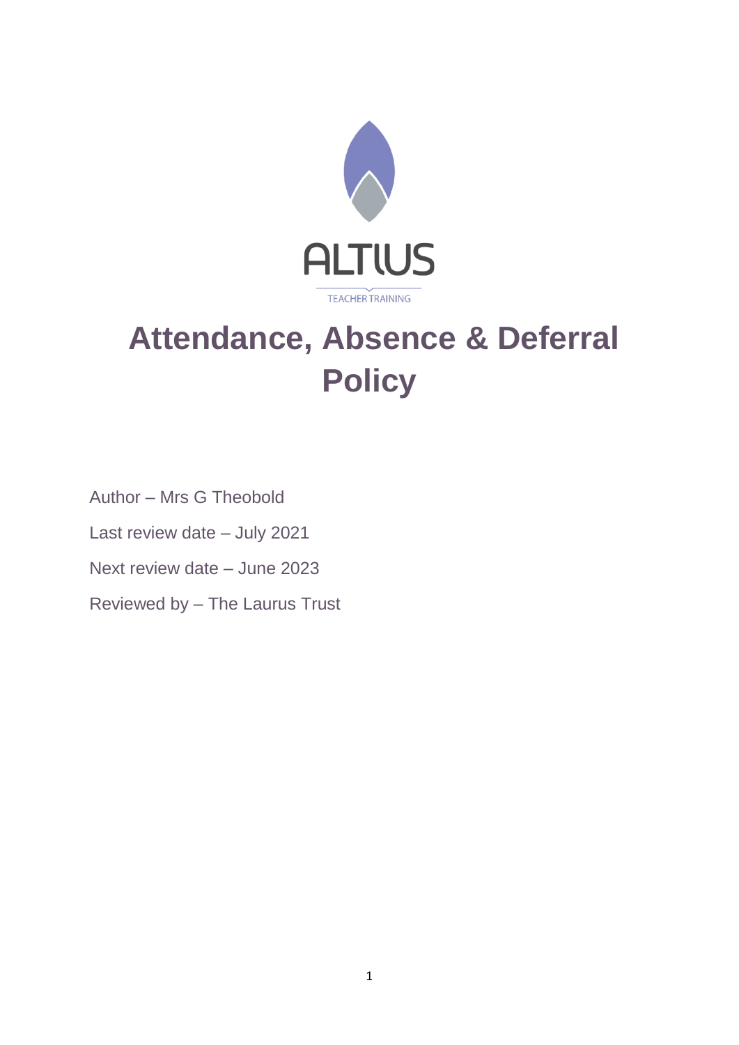ALTIUS

TEACHER TRAINING

# Attendance, Absence & Deferral Policy

Author – Mrs G Theobold

Last review date – July 2021

Next review date – June 2023

Reviewed by – The Laurus Trust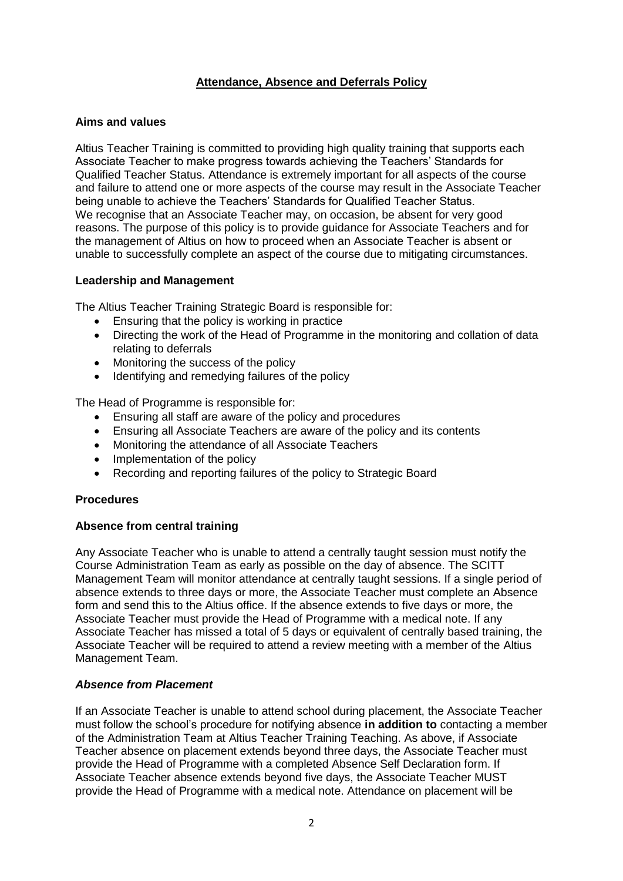## Attendance, Absence and Deferrals Policy

### Aims and values

Altius Teacher Training is committed to providing high quality training that supports each Associate Teacher to make progress towards achieving the Teachers' Standards for Qualified Teacher Status. Attendance is extremely important for all aspects of the course and failure to attend one or more aspects of the course may result in the Associate Teacher being unable to achieve the Teachers' Standards for Qualified Teacher Status.
We recognise that an Associate Teacher may, on occasion, be absent for very good reasons. The purpose of this policy is to provide guidance for Associate Teachers and for the management of Altius on how to proceed when an Associate Teacher is absent or unable to successfully complete an aspect of the course due to mitigating circumstances.

### Leadership and Management

The Altius Teacher Training Strategic Board is responsible for:

- Ensuring that the policy is working in practice
- Directing the work of the Head of Programme in the monitoring and collation of data relating to deferrals
- Monitoring the success of the policy
- Identifying and remedying failures of the policy

The Head of Programme is responsible for:

- Ensuring all staff are aware of the policy and procedures
- Ensuring all Associate Teachers are aware of the policy and its contents
- Monitoring the attendance of all Associate Teachers
- Implementation of the policy
- Recording and reporting failures of the policy to Strategic Board

### Procedures

### Absence from central training

Any Associate Teacher who is unable to attend a centrally taught session must notify the Course Administration Team as early as possible on the day of absence. The SCITT Management Team will monitor attendance at centrally taught sessions. If a single period of absence extends to three days or more, the Associate Teacher must complete an Absence form and send this to the Altius office. If the absence extends to five days or more, the Associate Teacher must provide the Head of Programme with a medical note. If any Associate Teacher has missed a total of 5 days or equivalent of centrally based training, the Associate Teacher will be required to attend a review meeting with a member of the Altius Management Team.

### *Absence from Placement*

If an Associate Teacher is unable to attend school during placement, the Associate Teacher must follow the school's procedure for notifying absence **in addition to** contacting a member of the Administration Team at Altius Teacher Training Teaching. As above, if Associate Teacher absence on placement extends beyond three days, the Associate Teacher must provide the Head of Programme with a completed Absence Self Declaration form. If Associate Teacher absence extends beyond five days, the Associate Teacher MUST provide the Head of Programme with a medical note. Attendance on placement will be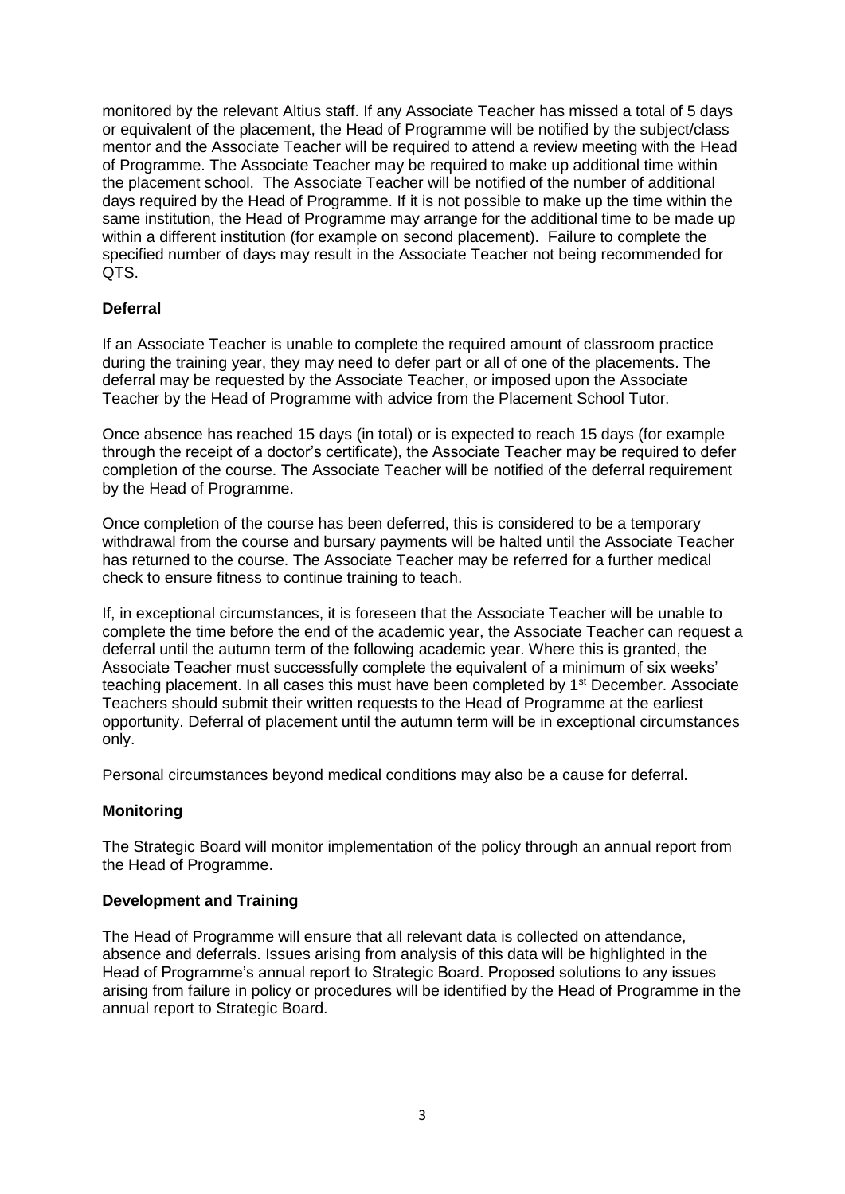monitored by the relevant Altius staff. If any Associate Teacher has missed a total of 5 days or equivalent of the placement, the Head of Programme will be notified by the subject/class mentor and the Associate Teacher will be required to attend a review meeting with the Head of Programme. The Associate Teacher may be required to make up additional time within the placement school. The Associate Teacher will be notified of the number of additional days required by the Head of Programme. If it is not possible to make up the time within the same institution, the Head of Programme may arrange for the additional time to be made up within a different institution (for example on second placement). Failure to complete the specified number of days may result in the Associate Teacher not being recommended for QTS.

**Deferral**

If an Associate Teacher is unable to complete the required amount of classroom practice during the training year, they may need to defer part or all of one of the placements. The deferral may be requested by the Associate Teacher, or imposed upon the Associate Teacher by the Head of Programme with advice from the Placement School Tutor.

Once absence has reached 15 days (in total) or is expected to reach 15 days (for example through the receipt of a doctor's certificate), the Associate Teacher may be required to defer completion of the course. The Associate Teacher will be notified of the deferral requirement by the Head of Programme.

Once completion of the course has been deferred, this is considered to be a temporary withdrawal from the course and bursary payments will be halted until the Associate Teacher has returned to the course. The Associate Teacher may be referred for a further medical check to ensure fitness to continue training to teach.

If, in exceptional circumstances, it is foreseen that the Associate Teacher will be unable to complete the time before the end of the academic year, the Associate Teacher can request a deferral until the autumn term of the following academic year. Where this is granted, the Associate Teacher must successfully complete the equivalent of a minimum of six weeks' teaching placement. In all cases this must have been completed by 1st December. Associate Teachers should submit their written requests to the Head of Programme at the earliest opportunity. Deferral of placement until the autumn term will be in exceptional circumstances only.

Personal circumstances beyond medical conditions may also be a cause for deferral.

**Monitoring**

The Strategic Board will monitor implementation of the policy through an annual report from the Head of Programme.

**Development and Training**

The Head of Programme will ensure that all relevant data is collected on attendance, absence and deferrals. Issues arising from analysis of this data will be highlighted in the Head of Programme's annual report to Strategic Board. Proposed solutions to any issues arising from failure in policy or procedures will be identified by the Head of Programme in the annual report to Strategic Board.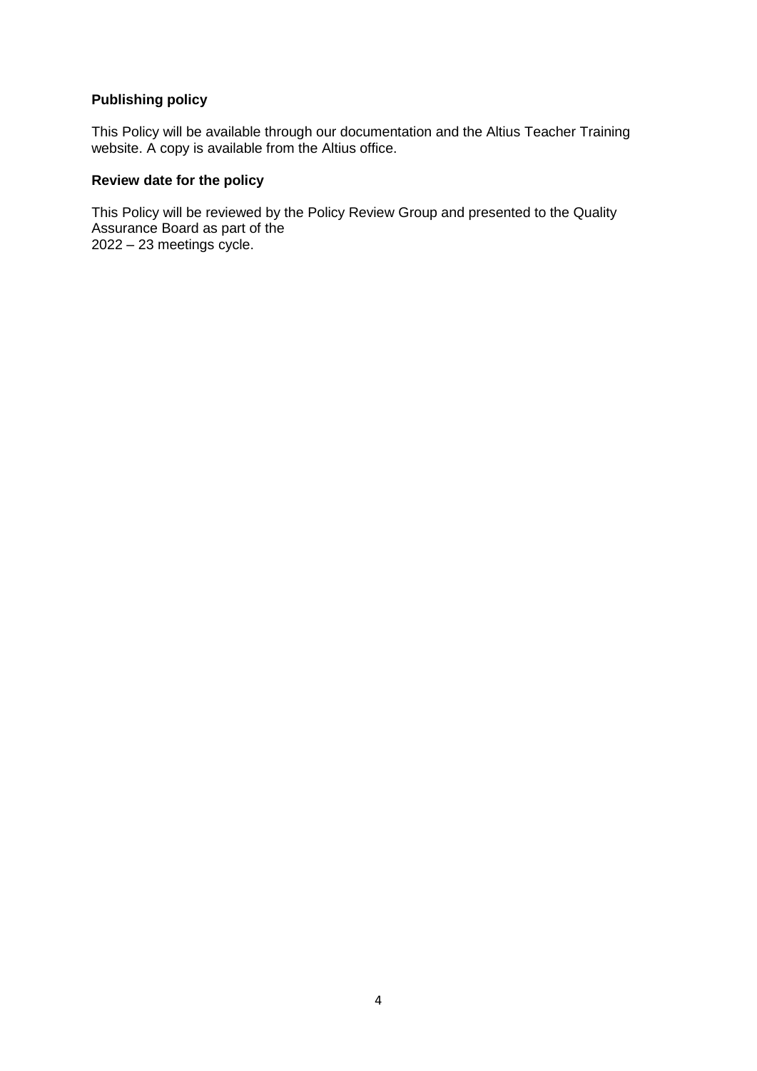**Publishing policy**

This Policy will be available through our documentation and the Altius Teacher Training website. A copy is available from the Altius office.

**Review date for the policy**

This Policy will be reviewed by the Policy Review Group and presented to the Quality Assurance Board as part of the 2022 – 23 meetings cycle.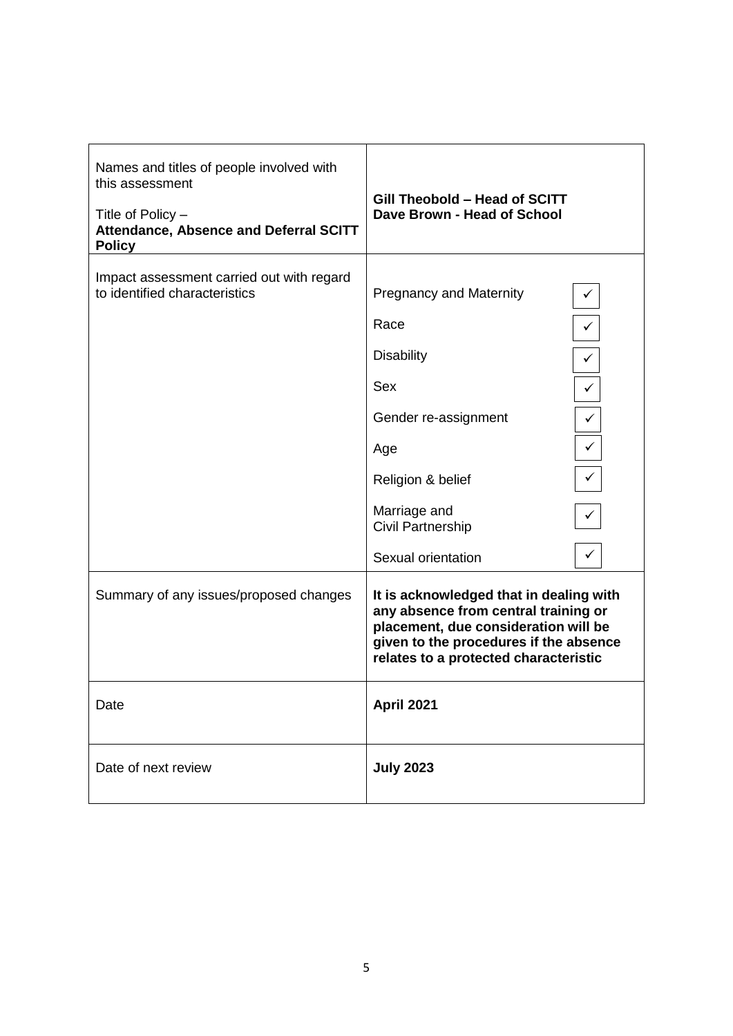| Names and titles of people involved with this assessment<br><br>Title of Policy –<br>**Attendance, Absence and Deferral SCITT Policy** | **Gill Theobold – Head of SCITT**<br>**Dave Brown - Head of School** |
|---|---|
| Impact assessment carried out with regard to identified characteristics | Pregnancy and Maternity ✓<br>Race ✓<br>Disability ✓<br>Sex ✓<br>Gender re-assignment ✓<br>Age ✓<br>Religion & belief ✓<br>Marriage and Civil Partnership ✓<br>Sexual orientation ✓ |
| Summary of any issues/proposed changes | **It is acknowledged that in dealing with any absence from central training or placement, due consideration will be given to the procedures if the absence relates to a protected characteristic** |
| Date | **April 2021** |
| Date of next review | **July 2023** |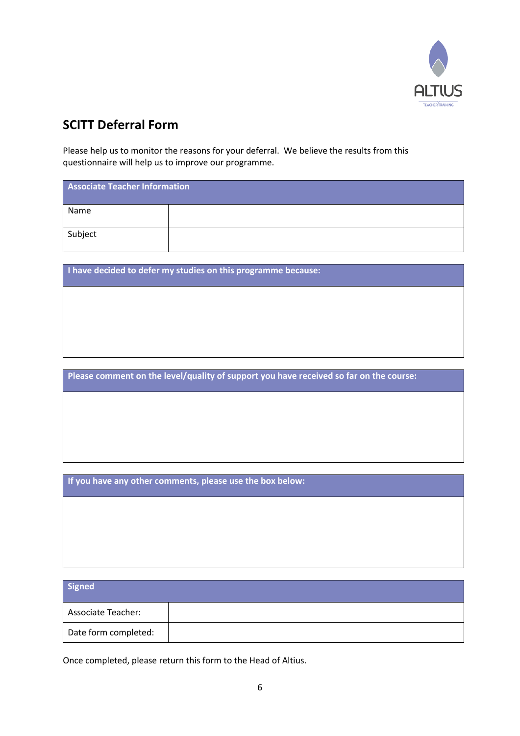ALTIUS
TEACHER TRAINING

## SCITT Deferral Form

Please help us to monitor the reasons for your deferral. We believe the results from this questionnaire will help us to improve our programme.

| Associate Teacher Information | |
|---|---|
| Name | |
| Subject | |

| I have decided to defer my studies on this programme because: |
|---|
| |

| Please comment on the level/quality of support you have received so far on the course: |
|---|
| |

| If you have any other comments, please use the box below: |
|---|
| |

| Signed | |
|---|---|
| Associate Teacher: | |
| Date form completed: | |

Once completed, please return this form to the Head of Altius.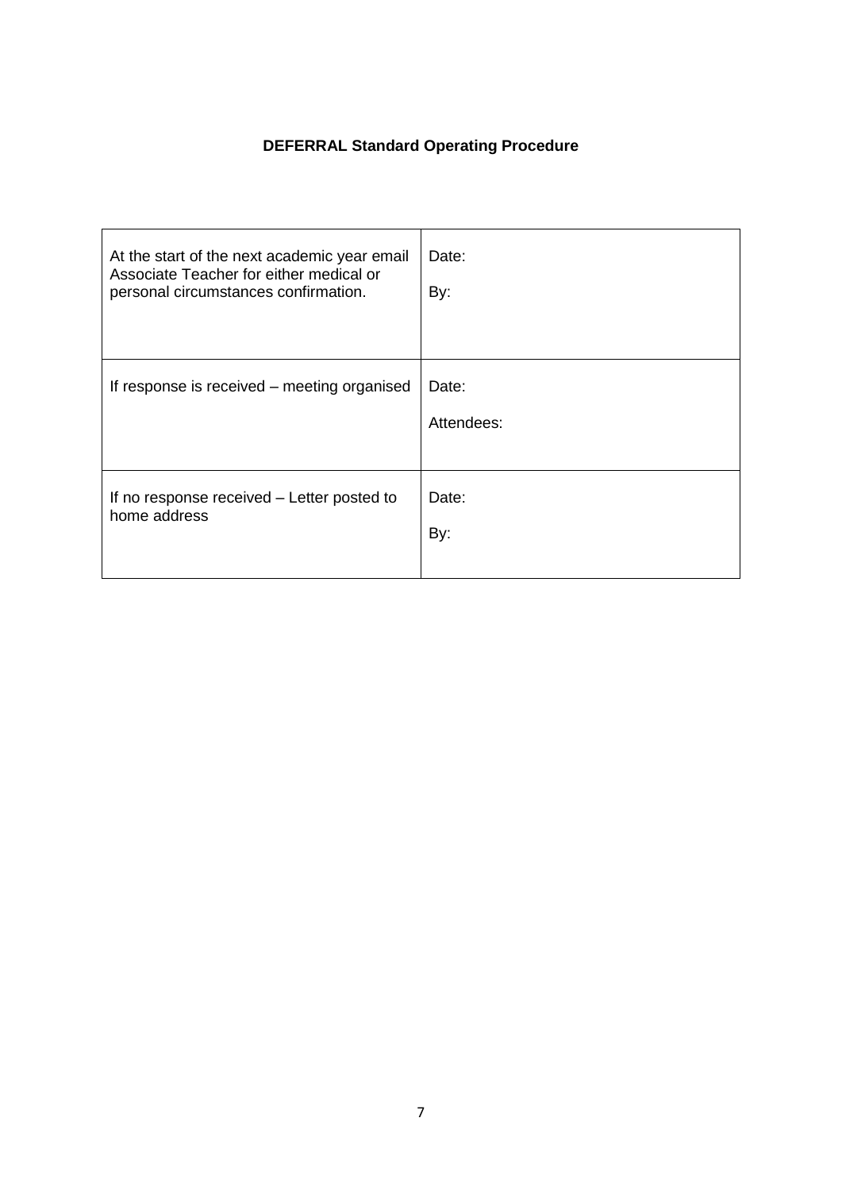**DEFERRAL Standard Operating Procedure**

| | |
|---|---|
| At the start of the next academic year email Associate Teacher for either medical or personal circumstances confirmation. | Date:<br><br>By: |
| If response is received – meeting organised | Date:<br><br>Attendees: |
| If no response received – Letter posted to home address | Date:<br><br>By: |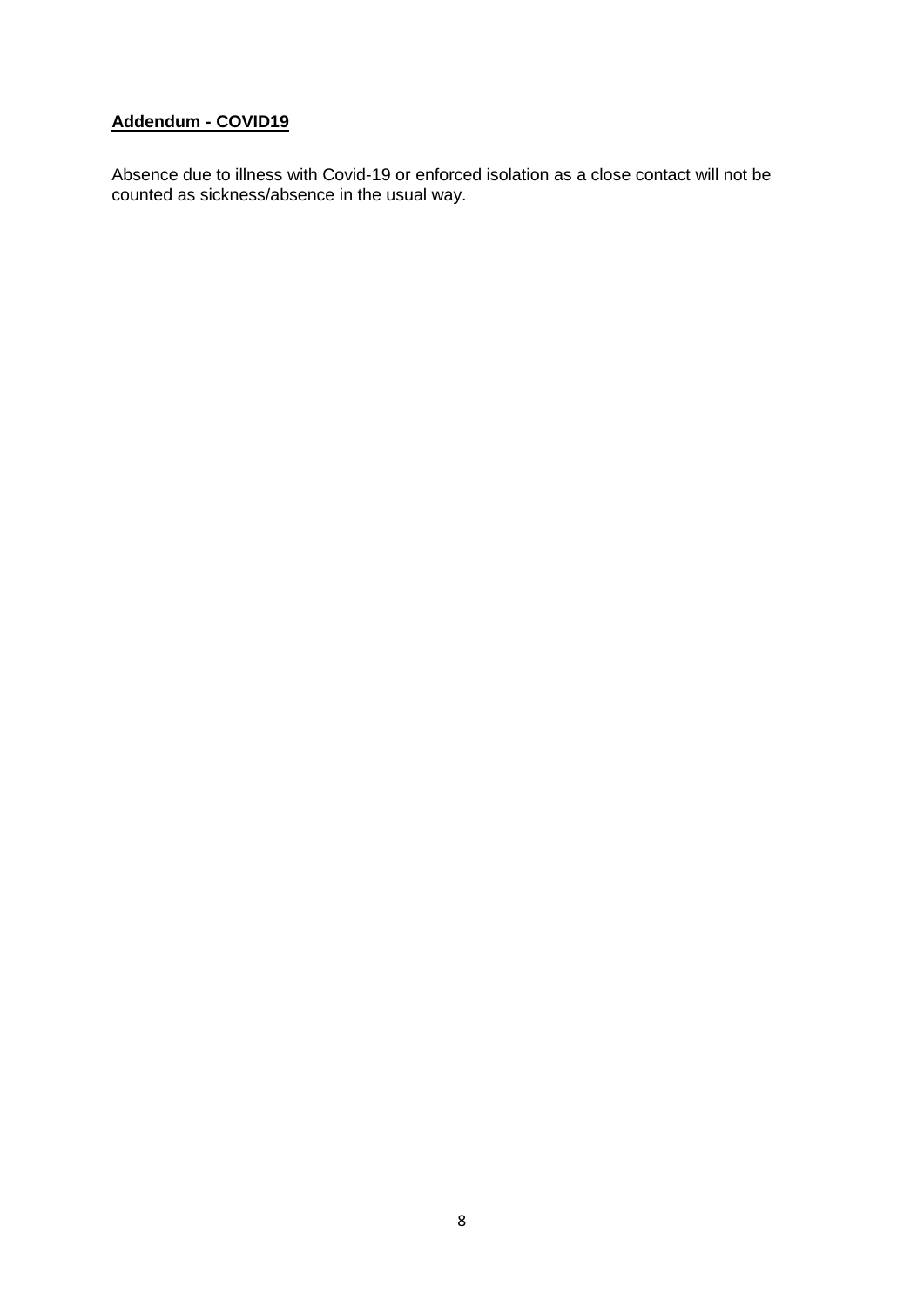**Addendum - COVID19**

Absence due to illness with Covid-19 or enforced isolation as a close contact will not be counted as sickness/absence in the usual way.